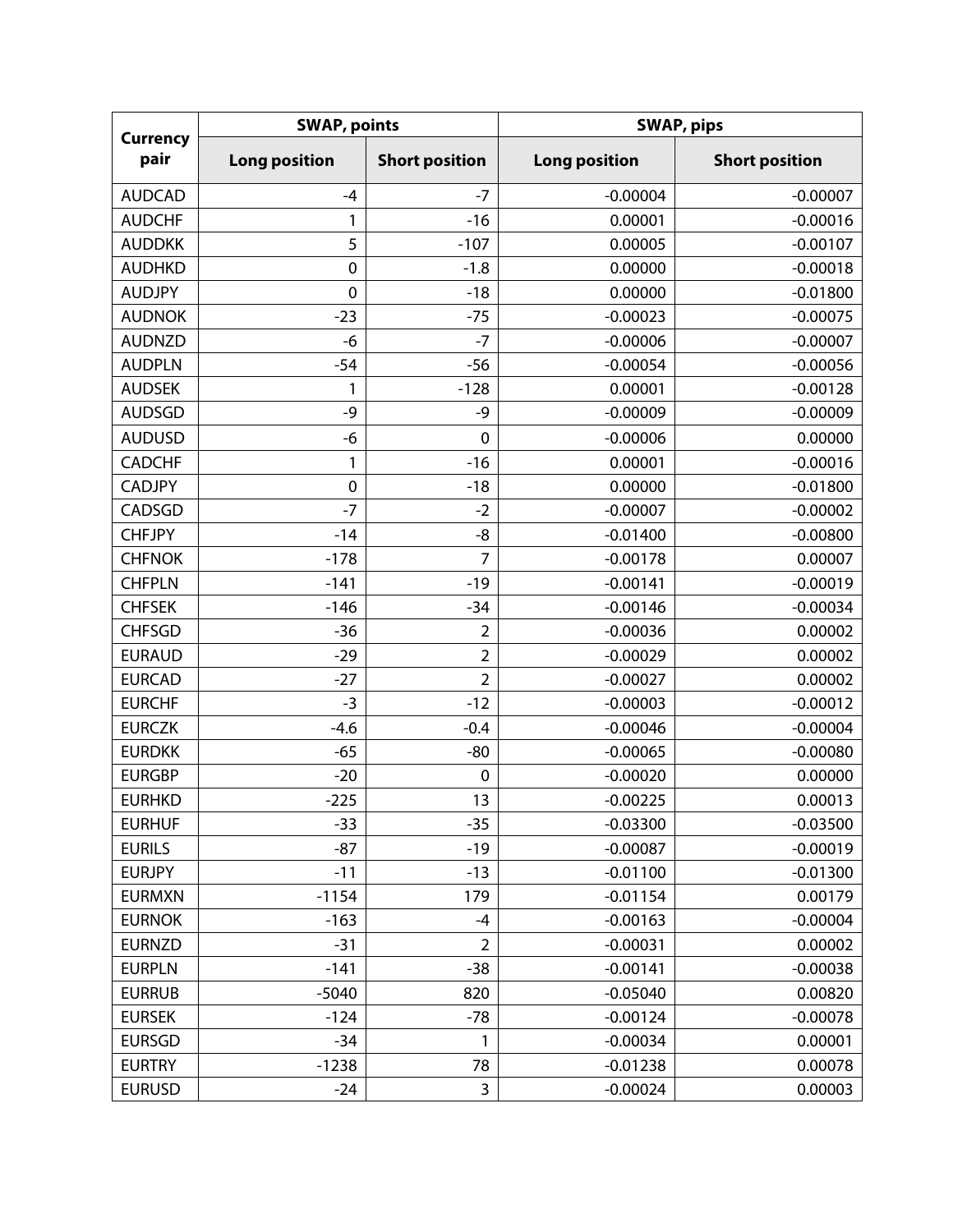| Currency pair | SWAP, points | | SWAP, pips | |
|---|---|---|---|---|
| | Long position | Short position | Long position | Short position |
| AUDCAD | -4 | -7 | -0.00004 | -0.00007 |
| AUDCHF | 1 | -16 | 0.00001 | -0.00016 |
| AUDDKK | 5 | -107 | 0.00005 | -0.00107 |
| AUDHKD | 0 | -1.8 | 0.00000 | -0.00018 |
| AUDJPY | 0 | -18 | 0.00000 | -0.01800 |
| AUDNOK | -23 | -75 | -0.00023 | -0.00075 |
| AUDNZD | -6 | -7 | -0.00006 | -0.00007 |
| AUDPLN | -54 | -56 | -0.00054 | -0.00056 |
| AUDSEK | 1 | -128 | 0.00001 | -0.00128 |
| AUDSGD | -9 | -9 | -0.00009 | -0.00009 |
| AUDUSD | -6 | 0 | -0.00006 | 0.00000 |
| CADCHF | 1 | -16 | 0.00001 | -0.00016 |
| CADJPY | 0 | -18 | 0.00000 | -0.01800 |
| CADSGD | -7 | -2 | -0.00007 | -0.00002 |
| CHFJPY | -14 | -8 | -0.01400 | -0.00800 |
| CHFNOK | -178 | 7 | -0.00178 | 0.00007 |
| CHFPLN | -141 | -19 | -0.00141 | -0.00019 |
| CHFSEK | -146 | -34 | -0.00146 | -0.00034 |
| CHFSGD | -36 | 2 | -0.00036 | 0.00002 |
| EURAUD | -29 | 2 | -0.00029 | 0.00002 |
| EURCAD | -27 | 2 | -0.00027 | 0.00002 |
| EURCHF | -3 | -12 | -0.00003 | -0.00012 |
| EURCZK | -4.6 | -0.4 | -0.00046 | -0.00004 |
| EURDKK | -65 | -80 | -0.00065 | -0.00080 |
| EURGBP | -20 | 0 | -0.00020 | 0.00000 |
| EURHKD | -225 | 13 | -0.00225 | 0.00013 |
| EURHUF | -33 | -35 | -0.03300 | -0.03500 |
| EURILS | -87 | -19 | -0.00087 | -0.00019 |
| EURJPY | -11 | -13 | -0.01100 | -0.01300 |
| EURMXN | -1154 | 179 | -0.01154 | 0.00179 |
| EURNOK | -163 | -4 | -0.00163 | -0.00004 |
| EURNZD | -31 | 2 | -0.00031 | 0.00002 |
| EURPLN | -141 | -38 | -0.00141 | -0.00038 |
| EURRUB | -5040 | 820 | -0.05040 | 0.00820 |
| EURSEK | -124 | -78 | -0.00124 | -0.00078 |
| EURSGD | -34 | 1 | -0.00034 | 0.00001 |
| EURTRY | -1238 | 78 | -0.01238 | 0.00078 |
| EURUSD | -24 | 3 | -0.00024 | 0.00003 |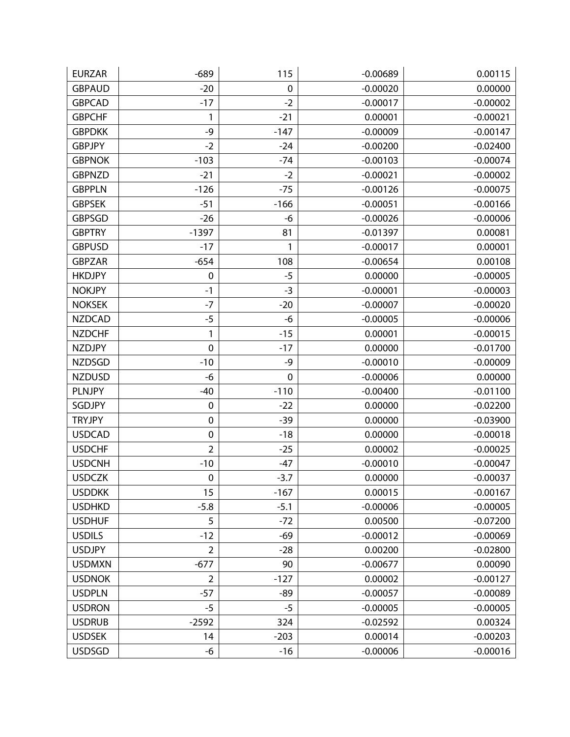| | | | | |
|---|---|---|---|---|
| EURZAR | -689 | 115 | -0.00689 | 0.00115 |
| GBPAUD | -20 | 0 | -0.00020 | 0.00000 |
| GBPCAD | -17 | -2 | -0.00017 | -0.00002 |
| GBPCHF | 1 | -21 | 0.00001 | -0.00021 |
| GBPDKK | -9 | -147 | -0.00009 | -0.00147 |
| GBPJPY | -2 | -24 | -0.00200 | -0.02400 |
| GBPNOK | -103 | -74 | -0.00103 | -0.00074 |
| GBPNZD | -21 | -2 | -0.00021 | -0.00002 |
| GBPPLN | -126 | -75 | -0.00126 | -0.00075 |
| GBPSEK | -51 | -166 | -0.00051 | -0.00166 |
| GBPSGD | -26 | -6 | -0.00026 | -0.00006 |
| GBPTRY | -1397 | 81 | -0.01397 | 0.00081 |
| GBPUSD | -17 | 1 | -0.00017 | 0.00001 |
| GBPZAR | -654 | 108 | -0.00654 | 0.00108 |
| HKDJPY | 0 | -5 | 0.00000 | -0.00005 |
| NOKJPY | -1 | -3 | -0.00001 | -0.00003 |
| NOKSEK | -7 | -20 | -0.00007 | -0.00020 |
| NZDCAD | -5 | -6 | -0.00005 | -0.00006 |
| NZDCHF | 1 | -15 | 0.00001 | -0.00015 |
| NZDJPY | 0 | -17 | 0.00000 | -0.01700 |
| NZDSGD | -10 | -9 | -0.00010 | -0.00009 |
| NZDUSD | -6 | 0 | -0.00006 | 0.00000 |
| PLNJPY | -40 | -110 | -0.00400 | -0.01100 |
| SGDJPY | 0 | -22 | 0.00000 | -0.02200 |
| TRYJPY | 0 | -39 | 0.00000 | -0.03900 |
| USDCAD | 0 | -18 | 0.00000 | -0.00018 |
| USDCHF | 2 | -25 | 0.00002 | -0.00025 |
| USDCNH | -10 | -47 | -0.00010 | -0.00047 |
| USDCZK | 0 | -3.7 | 0.00000 | -0.00037 |
| USDDKK | 15 | -167 | 0.00015 | -0.00167 |
| USDHKD | -5.8 | -5.1 | -0.00006 | -0.00005 |
| USDHUF | 5 | -72 | 0.00500 | -0.07200 |
| USDILS | -12 | -69 | -0.00012 | -0.00069 |
| USDJPY | 2 | -28 | 0.00200 | -0.02800 |
| USDMXN | -677 | 90 | -0.00677 | 0.00090 |
| USDNOK | 2 | -127 | 0.00002 | -0.00127 |
| USDPLN | -57 | -89 | -0.00057 | -0.00089 |
| USDRON | -5 | -5 | -0.00005 | -0.00005 |
| USDRUB | -2592 | 324 | -0.02592 | 0.00324 |
| USDSEK | 14 | -203 | 0.00014 | -0.00203 |
| USDSGD | -6 | -16 | -0.00006 | -0.00016 |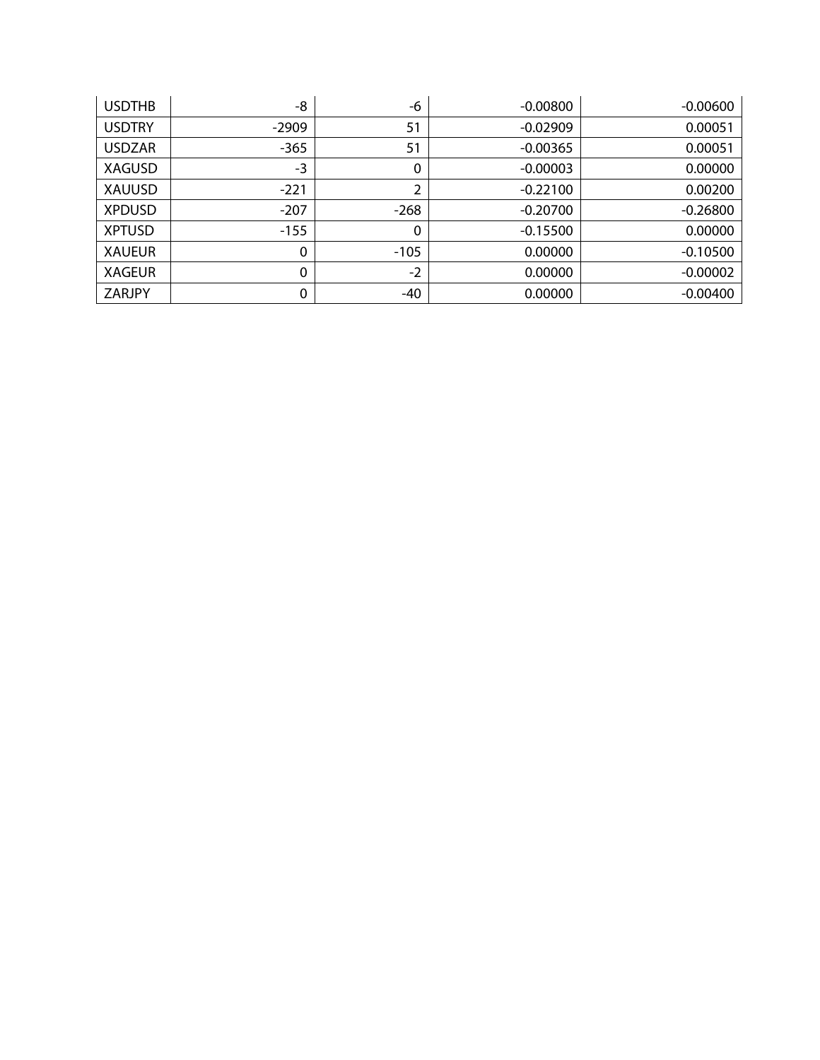| | | | | |
|---|---|---|---|---|
| USDTHB | -8 | -6 | -0.00800 | -0.00600 |
| USDTRY | -2909 | 51 | -0.02909 | 0.00051 |
| USDZAR | -365 | 51 | -0.00365 | 0.00051 |
| XAGUSD | -3 | 0 | -0.00003 | 0.00000 |
| XAUUSD | -221 | 2 | -0.22100 | 0.00200 |
| XPDUSD | -207 | -268 | -0.20700 | -0.26800 |
| XPTUSD | -155 | 0 | -0.15500 | 0.00000 |
| XAUEUR | 0 | -105 | 0.00000 | -0.10500 |
| XAGEUR | 0 | -2 | 0.00000 | -0.00002 |
| ZARJPY | 0 | -40 | 0.00000 | -0.00400 |